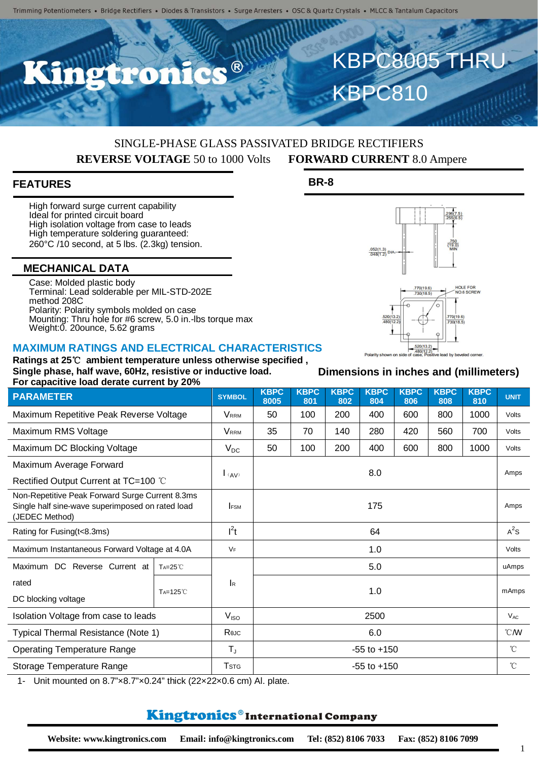Trimming Potentiometers • Bridge Rectifiers • Diodes & Transistors • Surge Arresters • OSC & Quartz Crystals • MLCC & Tantalum Capacitors

# Kingtronics®

# KBPC8005 THRU KBPC810

SINGLE-PHASE GLASS PASSIVATED BRIDGE RECTIFIERS

**REVERSE VOLTAGE** 50 to 1000 Volts **FORWARD CURRENT** 8.0 Ampere

## FEATURES

High forward surge current capability
Ideal for printed circuit board
High isolation voltage from case to leads
High temperature soldering guaranteed:
260°C /10 second, at 5 lbs. (2.3kg) tension.

## MECHANICAL DATA

Case: Molded plastic body
Terminal: Lead solderable per MIL-STD-202E
method 208C
Polarity: Polarity symbols molded on case
Mounting: Thru hole for #6 screw, 5.0 in.-lbs torque max
Weight:0. 20ounce, 5.62 grams

## BR-8

.296(7.5) .255(6.5)
.750 (19.0) MIN
.052(1.3) .048(1.2) DIA.
.770(19.6) .730(18.5)
HOLE FOR NO.6 SCREW
.520(13.2) .480(12.2)
.770(19.6) .730(18.5)
.520(13.2) .480(12.2)

Polarity shown on side of case, Positive lead by beveled corner.

**Dimensions in inches and (millimeters)**

## MAXIMUM RATINGS AND ELECTRICAL CHARACTERISTICS

**Ratings at 25℃ ambient temperature unless otherwise specified ,**
**Single phase, half wave, 60Hz, resistive or inductive load.**
**For capacitive load derate current by 20%**

| PARAMETER | | SYMBOL | KBPC 8005 | KBPC 801 | KBPC 802 | KBPC 804 | KBPC 806 | KBPC 808 | KBPC 810 | UNIT |
|---|---|---|---|---|---|---|---|---|---|---|
| Maximum Repetitive Peak Reverse Voltage | | $V_{RRM}$ | 50 | 100 | 200 | 400 | 600 | 800 | 1000 | Volts |
| Maximum RMS Voltage | | $V_{RRM}$ | 35 | 70 | 140 | 280 | 420 | 560 | 700 | Volts |
| Maximum DC Blocking Voltage | | $V_{DC}$ | 50 | 100 | 200 | 400 | 600 | 800 | 1000 | Volts |
| Maximum Average Forward Rectified Output Current at TC=100 ℃ | | $I_{(AV)}$ | 8.0 | | | | | | | Amps |
| Non-Repetitive Peak Forward Surge Current 8.3ms Single half sine-wave superimposed on rated load (JEDEC Method) | | $I_{FSM}$ | 175 | | | | | | | Amps |
| Rating for Fusing(t<8.3ms) | | $I^2t$ | 64 | | | | | | | $A^2s$ |
| Maximum Instantaneous Forward Voltage at 4.0A | | $V_F$ | 1.0 | | | | | | | Volts |
| Maximum DC Reverse Current at rated DC blocking voltage | $T_A$=25℃ | $I_R$ | 5.0 | | | | | | | uAmps |
| | $T_A$=125℃ | | 1.0 | | | | | | | mAmps |
| Isolation Voltage from case to leads | | $V_{ISO}$ | 2500 | | | | | | | $V_{AC}$ |
| Typical Thermal Resistance (Note 1) | | $R_{θJC}$ | 6.0 | | | | | | | ℃/W |
| Operating Temperature Range | | $T_J$ | -55 to +150 | | | | | | | ℃ |
| Storage Temperature Range | | $T_{STG}$ | -55 to +150 | | | | | | | ℃ |

1- Unit mounted on 8.7”×8.7”×0.24” thick (22×22×0.6 cm) Al. plate.

**Kingtronics® International Company**

**Website: www.kingtronics.com Email: info@kingtronics.com Tel: (852) 8106 7033 Fax: (852) 8106 7099**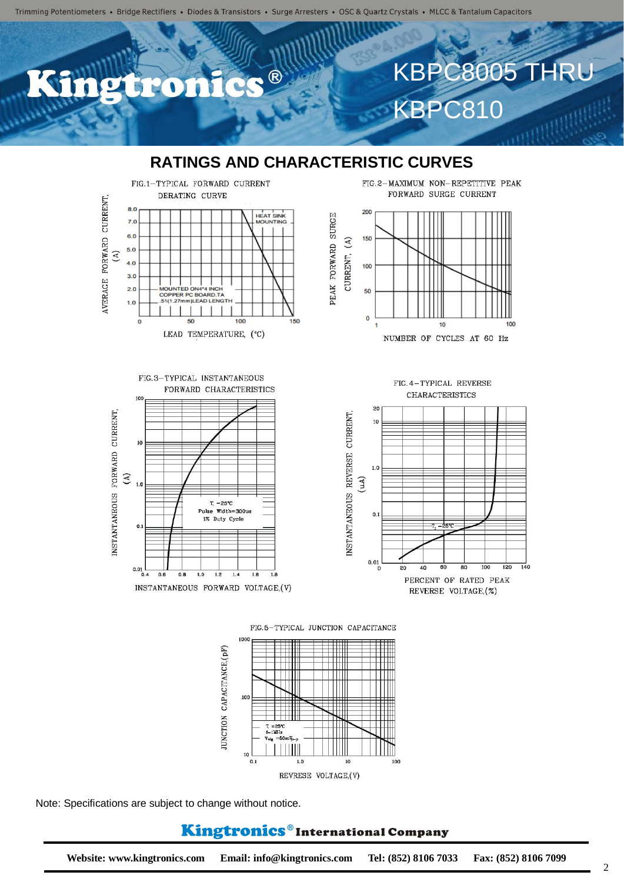# KBPC8005 THRU KBPC810

## RATINGS AND CHARACTERISTIC CURVES

FIG.1–TYPICAL FORWARD CURRENT DERATING CURVE

AVERAGE FORWARD CURRENT, (A)

8.0
7.0
6.0
5.0
4.0
3.0
2.0
1.0

0 50 100 150

HEAT SINK MOUNTING

MOUNTED ON4*4 INCH COPPER PC BOARD.TA .51(1.27mm)LEAD LENGTH

LEAD TEMPERATURE, (°C)

FIG.2–MAXIMUM NON-REPETITIVE PEAK FORWARD SURGE CURRENT

PEAK FORWARD SURGE CURRENT, (A)

200
150
100
50
0

1 10 100

NUMBER OF CYCLES AT 60 Hz

FIG.3–TYPICAL INSTANTANEOUS FORWARD CHARACTERISTICS

INSTANTANEOUS FORWARD CURRENT, (A)

100
10
1.0
0.1
0.01

0.4 0.6 0.8 1.0 1.2 1.4 1.6 1.8

$T_J$ =25°C
Pulse Width=300us
1% Duty Cycle

INSTANTANEOUS FORWARD VOLTAGE,(V)

FIG.4–TYPICAL REVERSE CHARACTERISTICS

INSTANTANEOUS REVERSE CURRENT, (uA)

20
10
1.0
0.1
0.01

0 20 40 60 80 100 120 140

$T_J$ =25°C

PERCENT OF RATED PEAK REVERSE VOLTAGE,(%)

FIG.5–TYPICAL JUNCTION CAPACITANCE

JUNCTION CAPACITANCE,(pF)

1000
100
10

0.1 1.0 10 100

$T_J$ =25°C
f=1MHz
$V_{sig}$ =50m$V_{p-p}$

REVERSE VOLTAGE,(V)

Note: Specifications are subject to change without notice.

**Kingtronics® International Company**

**Website: www.kingtronics.com Email: info@kingtronics.com Tel: (852) 8106 7033 Fax: (852) 8106 7099**